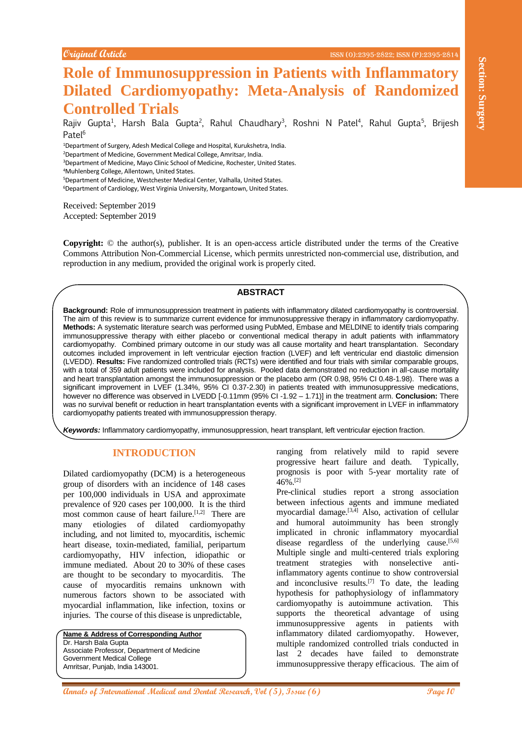Original Article

ISSN (O):2395-2822; ISSN (P):2395-2814

Section: Surgery

# Role of Immunosuppression in Patients with Inflammatory Dilated Cardiomyopathy: Meta-Analysis of Randomized Controlled Trials

Rajiv Gupta[1], Harsh Bala Gupta[2], Rahul Chaudhary[3], Roshni N Patel[4], Rahul Gupta[5], Brijesh Patel[6]

[1]Department of Surgery, Adesh Medical College and Hospital, Kurukshetra, India.
[2]Department of Medicine, Government Medical College, Amritsar, India.
[3]Department of Medicine, Mayo Clinic School of Medicine, Rochester, United States.
[4]Muhlenberg College, Allentown, United States.
[5]Department of Medicine, Westchester Medical Center, Valhalla, United States.
[6]Department of Cardiology, West Virginia University, Morgantown, United States.

Received: September 2019
Accepted: September 2019

**Copyright:** © the author(s), publisher. It is an open-access article distributed under the terms of the Creative Commons Attribution Non-Commercial License, which permits unrestricted non-commercial use, distribution, and reproduction in any medium, provided the original work is properly cited.

## ABSTRACT

**Background:** Role of immunosuppression treatment in patients with inflammatory dilated cardiomyopathy is controversial. The aim of this review is to summarize current evidence for immunosuppressive therapy in inflammatory cardiomyopathy. **Methods:** A systematic literature search was performed using PubMed, Embase and MELDINE to identify trials comparing immunosuppressive therapy with either placebo or conventional medical therapy in adult patients with inflammatory cardiomyopathy. Combined primary outcome in our study was all cause mortality and heart transplantation. Secondary outcomes included improvement in left ventricular ejection fraction (LVEF) and left ventricular end diastolic dimension (LVEDD). **Results:** Five randomized controlled trials (RCTs) were identified and four trials with similar comparable groups, with a total of 359 adult patients were included for analysis. Pooled data demonstrated no reduction in all-cause mortality and heart transplantation amongst the immunosuppression or the placebo arm (OR 0.98, 95% CI 0.48-1.98). There was a significant improvement in LVEF (1.34%, 95% CI 0.37-2.30) in patients treated with immunosuppressive medications, however no difference was observed in LVEDD [-0.11mm (95% CI -1.92 – 1.71)] in the treatment arm. **Conclusion:** There was no survival benefit or reduction in heart transplantation events with a significant improvement in LVEF in inflammatory cardiomyopathy patients treated with immunosuppression therapy.

***Keywords:*** Inflammatory cardiomyopathy, immunosuppression, heart transplant, left ventricular ejection fraction.

## INTRODUCTION

Dilated cardiomyopathy (DCM) is a heterogeneous group of disorders with an incidence of 148 cases per 100,000 individuals in USA and approximate prevalence of 920 cases per 100,000. It is the third most common cause of heart failure.[1,2] There are many etiologies of dilated cardiomyopathy including, and not limited to, myocarditis, ischemic heart disease, toxin-mediated, familial, peripartum cardiomyopathy, HIV infection, idiopathic or immune mediated. About 20 to 30% of these cases are thought to be secondary to myocarditis. The cause of myocarditis remains unknown with numerous factors shown to be associated with myocardial inflammation, like infection, toxins or injuries. The course of this disease is unpredictable, ranging from relatively mild to rapid severe progressive heart failure and death. Typically, prognosis is poor with 5-year mortality rate of 46%.[2]

Pre-clinical studies report a strong association between infectious agents and immune mediated myocardial damage.[3,4] Also, activation of cellular and humoral autoimmunity has been strongly implicated in chronic inflammatory myocardial disease regardless of the underlying cause.[5,6] Multiple single and multi-centered trials exploring treatment strategies with nonselective anti-inflammatory agents continue to show controversial and inconclusive results.[7] To date, the leading hypothesis for pathophysiology of inflammatory cardiomyopathy is autoimmune activation. This supports the theoretical advantage of using immunosuppressive agents in patients with inflammatory dilated cardiomyopathy. However, multiple randomized controlled trials conducted in last 2 decades have failed to demonstrate immunosuppressive therapy efficacious. The aim of

**Name & Address of Corresponding Author**
Dr. Harsh Bala Gupta
Associate Professor, Department of Medicine
Government Medical College
Amritsar, Punjab, India 143001.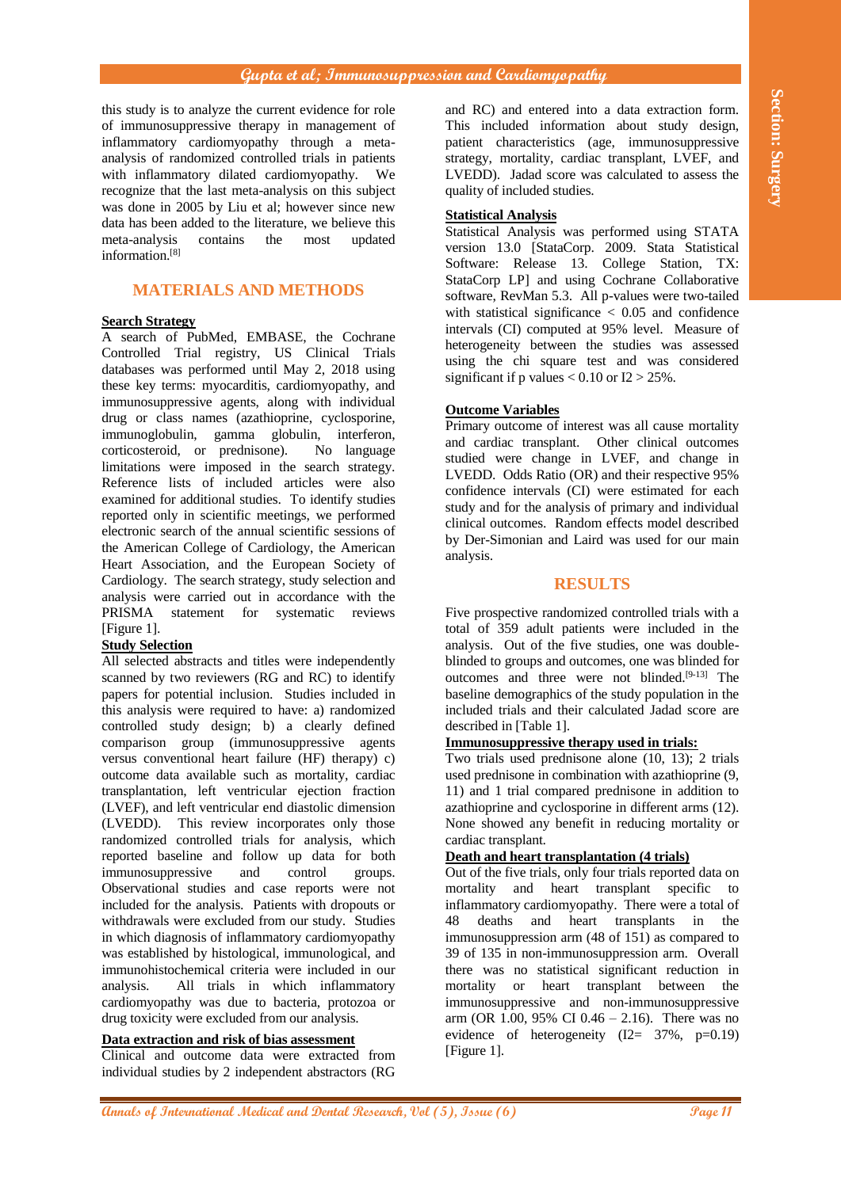this study is to analyze the current evidence for role of immunosuppressive therapy in management of inflammatory cardiomyopathy through a meta-analysis of randomized controlled trials in patients with inflammatory dilated cardiomyopathy. We recognize that the last meta-analysis on this subject was done in 2005 by Liu et al; however since new data has been added to the literature, we believe this meta-analysis contains the most updated information.[8]

## MATERIALS AND METHODS

### Search Strategy

A search of PubMed, EMBASE, the Cochrane Controlled Trial registry, US Clinical Trials databases was performed until May 2, 2018 using these key terms: myocarditis, cardiomyopathy, and immunosuppressive agents, along with individual drug or class names (azathioprine, cyclosporine, immunoglobulin, gamma globulin, interferon, corticosteroid, or prednisone). No language limitations were imposed in the search strategy. Reference lists of included articles were also examined for additional studies. To identify studies reported only in scientific meetings, we performed electronic search of the annual scientific sessions of the American College of Cardiology, the American Heart Association, and the European Society of Cardiology. The search strategy, study selection and analysis were carried out in accordance with the PRISMA statement for systematic reviews [Figure 1].

### Study Selection

All selected abstracts and titles were independently scanned by two reviewers (RG and RC) to identify papers for potential inclusion. Studies included in this analysis were required to have: a) randomized controlled study design; b) a clearly defined comparison group (immunosuppressive agents versus conventional heart failure (HF) therapy) c) outcome data available such as mortality, cardiac transplantation, left ventricular ejection fraction (LVEF), and left ventricular end diastolic dimension (LVEDD). This review incorporates only those randomized controlled trials for analysis, which reported baseline and follow up data for both immunosuppressive and control groups. Observational studies and case reports were not included for the analysis. Patients with dropouts or withdrawals were excluded from our study. Studies in which diagnosis of inflammatory cardiomyopathy was established by histological, immunological, and immunohistochemical criteria were included in our analysis. All trials in which inflammatory cardiomyopathy was due to bacteria, protozoa or drug toxicity were excluded from our analysis.

### Data extraction and risk of bias assessment

Clinical and outcome data were extracted from individual studies by 2 independent abstractors (RG and RC) and entered into a data extraction form. This included information about study design, patient characteristics (age, immunosuppressive strategy, mortality, cardiac transplant, LVEF, and LVEDD). Jadad score was calculated to assess the quality of included studies.

### Statistical Analysis

Statistical Analysis was performed using STATA version 13.0 [StataCorp. 2009. Stata Statistical Software: Release 13. College Station, TX: StataCorp LP] and using Cochrane Collaborative software, RevMan 5.3. All p-values were two-tailed with statistical significance < 0.05 and confidence intervals (CI) computed at 95% level. Measure of heterogeneity between the studies was assessed using the chi square test and was considered significant if p values < 0.10 or I2 > 25%.

### Outcome Variables

Primary outcome of interest was all cause mortality and cardiac transplant. Other clinical outcomes studied were change in LVEF, and change in LVEDD. Odds Ratio (OR) and their respective 95% confidence intervals (CI) were estimated for each study and for the analysis of primary and individual clinical outcomes. Random effects model described by Der-Simonian and Laird was used for our main analysis.

## RESULTS

Five prospective randomized controlled trials with a total of 359 adult patients were included in the analysis. Out of the five studies, one was double-blinded to groups and outcomes, one was blinded for outcomes and three were not blinded.[9-13] The baseline demographics of the study population in the included trials and their calculated Jadad score are described in [Table 1].

### Immunosuppressive therapy used in trials:

Two trials used prednisone alone (10, 13); 2 trials used prednisone in combination with azathioprine (9, 11) and 1 trial compared prednisone in addition to azathioprine and cyclosporine in different arms (12). None showed any benefit in reducing mortality or cardiac transplant.

### Death and heart transplantation (4 trials)

Out of the five trials, only four trials reported data on mortality and heart transplant specific to inflammatory cardiomyopathy. There were a total of 48 deaths and heart transplants in the immunosuppression arm (48 of 151) as compared to 39 of 135 in non-immunosuppression arm. Overall there was no statistical significant reduction in mortality or heart transplant between the immunosuppressive and non-immunosuppressive arm (OR 1.00, 95% CI 0.46 – 2.16). There was no evidence of heterogeneity (I2= 37%, p=0.19) [Figure 1].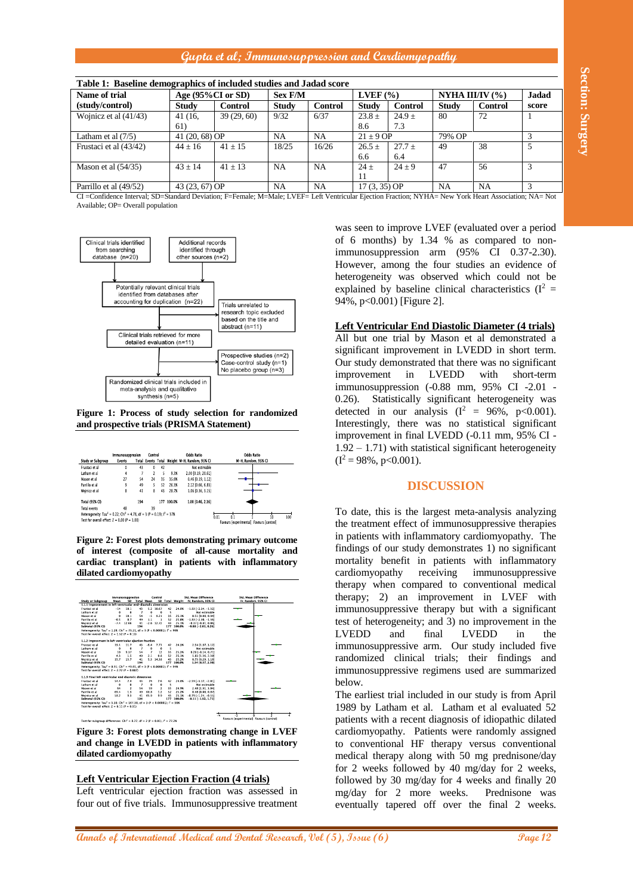**Table 1: Baseline demographics of included studies and Jadad score**

| Name of trial (study/control) | Age (95%CI or SD) | | Sex F/M | | LVEF (%) | | NYHA III/IV (%) | | Jadad score |
|---|---|---|---|---|---|---|---|---|---|
| | Study | Control | Study | Control | Study | Control | Study | Control | |
| Wojnicz et al (41/43) | 41 (16, 61) | 39 (29, 60) | 9/32 | 6/37 | 23.8 ± 8.6 | 24.9 ± 7.3 | 80 | 72 | 1 |
| Latham et al (7/5) | 41 (20, 68) OP | | NA | NA | 21 ± 9 OP | | 79% OP | | 3 |
| Frustaci et al (43/42) | 44 ± 16 | 41 ± 15 | 18/25 | 16/26 | 26.5 ± 6.6 | 27.7 ± 6.4 | 49 | 38 | 5 |
| Mason et al (54/35) | 43 ± 14 | 41 ± 13 | NA | NA | 24 ± 11 | 24 ± 9 | 47 | 56 | 3 |
| Parrillo et al (49/52) | 43 (23, 67) OP | | NA | NA | 17 (3, 35) OP | | NA | NA | 3 |

CI =Confidence Interval; SD=Standard Deviation; F=Female; M=Male; LVEF= Left Ventricular Ejection Fraction; NYHA= New York Heart Association; NA= Not Available; OP= Overall population

**Figure 1: Process of study selection for randomized and prospective trials (PRISMA Statement)**

**Figure 2: Forest plots demonstrating primary outcome of interest (composite of all-cause mortality and cardiac transplant) in patients with inflammatory dilated cardiomyopathy**

**Figure 3: Forest plots demonstrating change in LVEF and change in LVEDD in patients with inflammatory dilated cardiomyopathy**

## Left Ventricular Ejection Fraction (4 trials)

Left ventricular ejection fraction was assessed in four out of five trials. Immunosuppressive treatment was seen to improve LVEF (evaluated over a period of 6 months) by 1.34 % as compared to non-immunosuppression arm (95% CI 0.37-2.3). However, among the four studies an evidence of heterogeneity was observed which could not be explained by baseline clinical characteristics ($I^2$ = 94%, p<0.001) [Figure 2].

## Left Ventricular End Diastolic Diameter (4 trials)

All but one trial by Mason et al demonstrated a significant improvement in LVEDD in short term. Our study demonstrated that there was no significant improvement in LVEDD with short-term immunosuppression (-0.88 mm, 95% CI -2.01 - 0.26). Statistically significant heterogeneity was detected in our analysis ($I^2$ = 96%, p<0.001). Interestingly, there was no statistical significant improvement in final LVEDD (-0.11 mm, 95% CI -1.92 – 1.71) with statistical significant heterogeneity ($I^2$ = 98%, p<0.001).

# DISCUSSION

To date, this is the largest meta-analysis analyzing the treatment effect of immunosuppressive therapies in patients with inflammatory cardiomyopathy. The findings of our study demonstrates 1) no significant mortality benefit in patients with inflammatory cardiomyopathy receiving immunosuppressive therapy when compared to conventional medical therapy; 2) an improvement in LVEF with immunosuppressive therapy but with a significant test of heterogeneity; and 3) no improvement in the LVEDD and final LVEDD in the immunosuppressive arm. Our study included five randomized clinical trials; their findings and immunosuppressive regimens used are summarized below.

The earliest trial included in our study is from April 1989 by Latham et al. Latham et al evaluated 52 patients with a recent diagnosis of idiopathic dilated cardiomyopathy. Patients were randomly assigned to conventional HF therapy versus conventional medical therapy along with 50 mg prednisone/day for 2 weeks followed by 40 mg/day for 2 weeks, followed by 30 mg/day for 4 weeks and finally 20 mg/day for 2 more weeks. Prednisone was eventually tapered off over the final 2 weeks.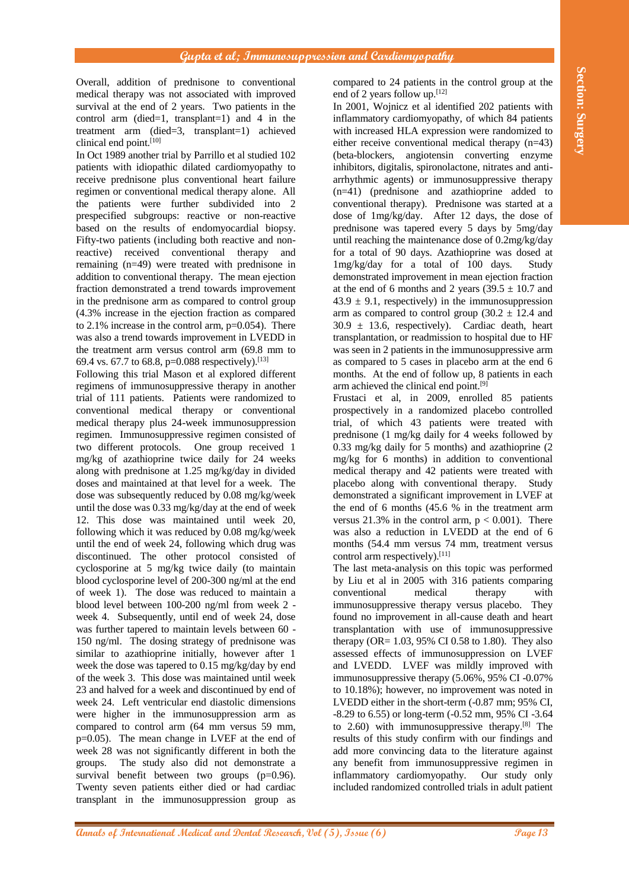Overall, addition of prednisone to conventional medical therapy was not associated with improved survival at the end of 2 years. Two patients in the control arm (died=1, transplant=1) and 4 in the treatment arm (died=3, transplant=1) achieved clinical end point.[10]

In Oct 1989 another trial by Parrillo et al studied 102 patients with idiopathic dilated cardiomyopathy to receive prednisone plus conventional heart failure regimen or conventional medical therapy alone. All the patients were further subdivided into 2 prespecified subgroups: reactive or non-reactive based on the results of endomyocardial biopsy. Fifty-two patients (including both reactive and non-reactive) received conventional therapy and remaining (n=49) were treated with prednisone in addition to conventional therapy. The mean ejection fraction demonstrated a trend towards improvement in the prednisone arm as compared to control group (4.3% increase in the ejection fraction as compared to 2.1% increase in the control arm, p=0.054). There was also a trend towards improvement in LVEDD in the treatment arm versus control arm (69.8 mm to 69.4 vs. 67.7 to 68.8, p=0.088 respectively).[13]

Following this trial Mason et al explored different regimens of immunosuppressive therapy in another trial of 111 patients. Patients were randomized to conventional medical therapy or conventional medical therapy plus 24-week immunosuppression regimen. Immunosuppressive regimen consisted of two different protocols. One group received 1 mg/kg of azathioprine twice daily for 24 weeks along with prednisone at 1.25 mg/kg/day in divided doses and maintained at that level for a week. The dose was subsequently reduced by 0.08 mg/kg/week until the dose was 0.33 mg/kg/day at the end of week 12. This dose was maintained until week 20, following which it was reduced by 0.08 mg/kg/week until the end of week 24, following which drug was discontinued. The other protocol consisted of cyclosporine at 5 mg/kg twice daily (to maintain blood cyclosporine level of 200-300 ng/ml at the end of week 1). The dose was reduced to maintain a blood level between 100-200 ng/ml from week 2 - week 4. Subsequently, until end of week 24, dose was further tapered to maintain levels between 60 - 150 ng/ml. The dosing strategy of prednisone was similar to azathioprine initially, however after 1 week the dose was tapered to 0.15 mg/kg/day by end of the week 3. This dose was maintained until week 23 and halved for a week and discontinued by end of week 24. Left ventricular end diastolic dimensions were higher in the immunosuppression arm as compared to control arm (64 mm versus 59 mm, p=0.05). The mean change in LVEF at the end of week 28 was not significantly different in both the groups. The study also did not demonstrate a survival benefit between two groups (p=0.96). Twenty seven patients either died or had cardiac transplant in the immunosuppression group as compared to 24 patients in the control group at the end of 2 years follow up.[12]

In 2001, Wojnicz et al identified 202 patients with inflammatory cardiomyopathy, of which 84 patients with increased HLA expression were randomized to either receive conventional medical therapy (n=43) (beta-blockers, angiotensin converting enzyme inhibitors, digitalis, spironolactone, nitrates and anti-arrhythmic agents) or immunosuppressive therapy (n=41) (prednisone and azathioprine added to conventional therapy). Prednisone was started at a dose of 1mg/kg/day. After 12 days, the dose of prednisone was tapered every 5 days by 5mg/day until reaching the maintenance dose of 0.2mg/kg/day for a total of 90 days. Azathioprine was dosed at 1mg/kg/day for a total of 100 days. Study demonstrated improvement in mean ejection fraction at the end of 6 months and 2 years ($39.5 \pm 10.7$ and $43.9 \pm 9.1$, respectively) in the immunosuppression arm as compared to control group ($30.2 \pm 12.4$ and $30.9 \pm 13.6$, respectively). Cardiac death, heart transplantation, or readmission to hospital due to HF was seen in 2 patients in the immunosuppressive arm as compared to 5 cases in placebo arm at the end 6 months. At the end of follow up, 8 patients in each arm achieved the clinical end point.[9]

Frustaci et al, in 2009, enrolled 85 patients prospectively in a randomized placebo controlled trial, of which 43 patients were treated with prednisone (1 mg/kg daily for 4 weeks followed by 0.33 mg/kg daily for 5 months) and azathioprine (2 mg/kg for 6 months) in addition to conventional medical therapy and 42 patients were treated with placebo along with conventional therapy. Study demonstrated a significant improvement in LVEF at the end of 6 months (45.6 % in the treatment arm versus 21.3% in the control arm, $p < 0.001$). There was also a reduction in LVEDD at the end of 6 months (54.4 mm versus 74 mm, treatment versus control arm respectively).[11]

The last meta-analysis on this topic was performed by Liu et al in 2005 with 316 patients comparing conventional medical therapy with immunosuppressive therapy versus placebo. They found no improvement in all-cause death and heart transplantation with use of immunosuppressive therapy (OR= 1.03, 95% CI 0.58 to 1.80). They also assessed effects of immunosuppression on LVEF and LVEDD. LVEF was mildly improved with immunosuppressive therapy (5.06%, 95% CI -0.07% to 10.18%); however, no improvement was noted in LVEDD either in the short-term (-0.87 mm; 95% CI, -8.29 to 6.55) or long-term (-0.52 mm, 95% CI -3.64 to 2.60) with immunosuppressive therapy.[8] The results of this study confirm with our findings and add more convincing data to the literature against any benefit from immunosuppressive regimen in inflammatory cardiomyopathy. Our study only included randomized controlled trials in adult patient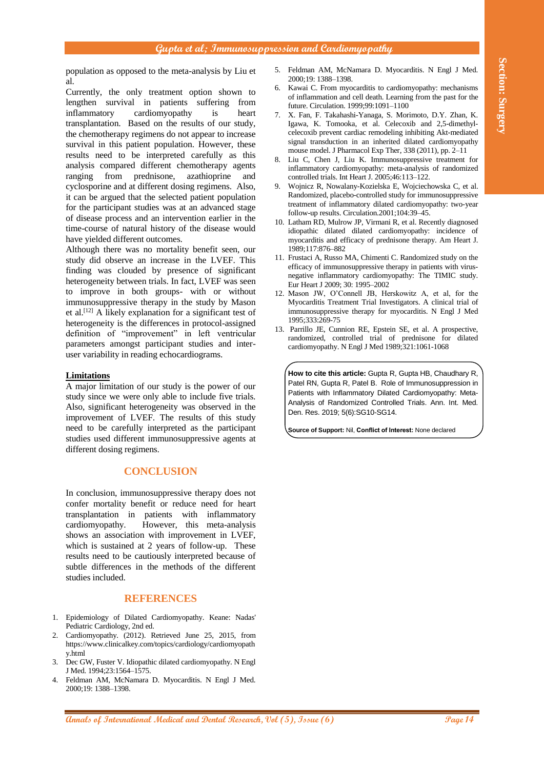population as opposed to the meta-analysis by Liu et al.

Currently, the only treatment option shown to lengthen survival in patients suffering from inflammatory cardiomyopathy is heart transplantation. Based on the results of our study, the chemotherapy regimens do not appear to increase survival in this patient population. However, these results need to be interpreted carefully as this analysis compared different chemotherapy agents ranging from prednisone, azathioprine and cyclosporine and at different dosing regimens. Also, it can be argued that the selected patient population for the participant studies was at an advanced stage of disease process and an intervention earlier in the time-course of natural history of the disease would have yielded different outcomes.

Although there was no mortality benefit seen, our study did observe an increase in the LVEF. This finding was clouded by presence of significant heterogeneity between trials. In fact, LVEF was seen to improve in both groups- with or without immunosuppressive therapy in the study by Mason et al.[12] A likely explanation for a significant test of heterogeneity is the differences in protocol-assigned definition of "improvement" in left ventricular parameters amongst participant studies and inter-user variability in reading echocardiograms.

**Limitations**

A major limitation of our study is the power of our study since we were only able to include five trials. Also, significant heterogeneity was observed in the improvement of LVEF. The results of this study need to be carefully interpreted as the participant studies used different immunosuppressive agents at different dosing regimens.

## CONCLUSION

In conclusion, immunosuppressive therapy does not confer mortality benefit or reduce need for heart transplantation in patients with inflammatory cardiomyopathy. However, this meta-analysis shows an association with improvement in LVEF, which is sustained at 2 years of follow-up. These results need to be cautiously interpreted because of subtle differences in the methods of the different studies included.

## REFERENCES

1. Epidemiology of Dilated Cardiomyopathy. Keane: Nadas' Pediatric Cardiology, 2nd ed.
2. Cardiomyopathy. (2012). Retrieved June 25, 2015, from https://www.clinicalkey.com/topics/cardiology/cardiomyopathy.html
3. Dec GW, Fuster V. Idiopathic dilated cardiomyopathy. N Engl J Med. 1994;23:1564–1575.
4. Feldman AM, McNamara D. Myocarditis. N Engl J Med. 2000;19: 1388–1398.
5. Feldman AM, McNamara D. Myocarditis. N Engl J Med. 2000;19: 1388–1398.
6. Kawai C. From myocarditis to cardiomyopathy: mechanisms of inflammation and cell death. Learning from the past for the future. Circulation. 1999;99:1091–1100
7. X. Fan, F. Takahashi-Yanaga, S. Morimoto, D.Y. Zhan, K. Igawa, K. Tomooka, et al. Celecoxib and 2,5-dimethyl-celecoxib prevent cardiac remodeling inhibiting Akt-mediated signal transduction in an inherited dilated cardiomyopathy mouse model. J Pharmacol Exp Ther, 338 (2011), pp. 2–11
8. Liu C, Chen J, Liu K. Immunosuppressive treatment for inflammatory cardiomyopathy: meta-analysis of randomized controlled trials. Int Heart J. 2005;46:113–122.
9. Wojnicz R, Nowalany-Kozielska E, Wojciechowska C, et al. Randomized, placebo-controlled study for immunosuppressive treatment of inflammatory dilated cardiomyopathy: two-year follow-up results. Circulation.2001;104:39–45.
10. Latham RD, Mulrow JP, Virmani R, et al. Recently diagnosed idiopathic dilated dilated cardiomyopathy: incidence of myocarditis and efficacy of prednisone therapy. Am Heart J. 1989;117:876–882
11. Frustaci A, Russo MA, Chimenti C. Randomized study on the efficacy of immunosuppressive therapy in patients with virus-negative inflammatory cardiomyopathy: The TIMIC study. Eur Heart J 2009; 30: 1995–2002
12. Mason JW, O'Connell JB, Herskowitz A, et al, for the Myocarditis Treatment Trial Investigators. A clinical trial of immunosuppressive therapy for myocarditis. N Engl J Med 1995;333:269-75
13. Parrillo JE, Cunnion RE, Epstein SE, et al. A prospective, randomized, controlled trial of prednisone for dilated cardiomyopathy. N Engl J Med 1989;321:1061-1068

**How to cite this article:** Gupta R, Gupta HB, Chaudhary R, Patel RN, Gupta R, Patel B. Role of Immunosuppression in Patients with Inflammatory Dilated Cardiomyopathy: Meta-Analysis of Randomized Controlled Trials. Ann. Int. Med. Den. Res. 2019; 5(6):SG10-SG14.

**Source of Support:** Nil, **Conflict of Interest:** None declared